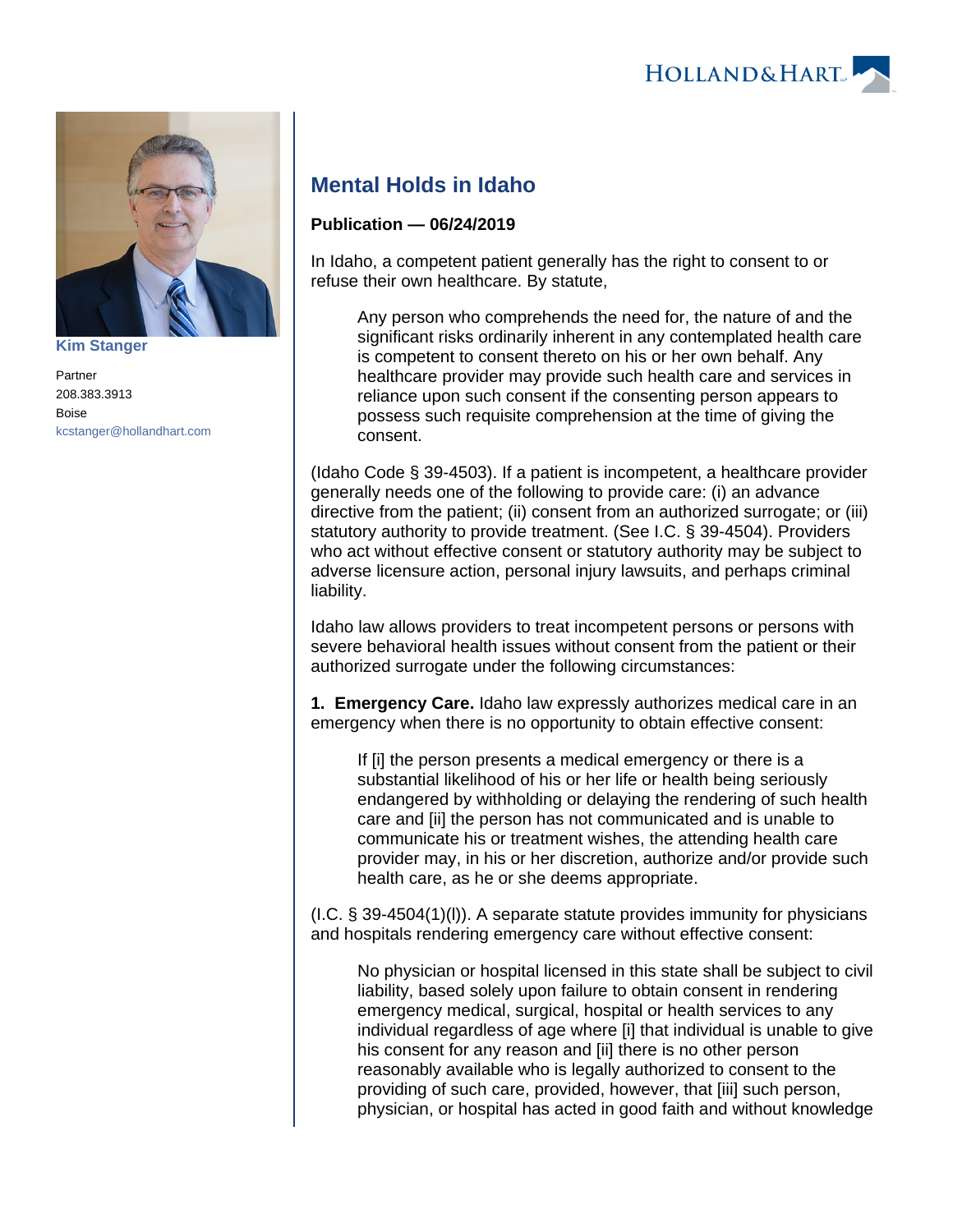Kim Stanger

Partner
208.383.3913
Boise
kcstanger@hollandhart.com

# Mental Holds in Idaho

**Publication — 06/24/2019**

In Idaho, a competent patient generally has the right to consent to or refuse their own healthcare. By statute,

> Any person who comprehends the need for, the nature of and the significant risks ordinarily inherent in any contemplated health care is competent to consent thereto on his or her own behalf. Any healthcare provider may provide such health care and services in reliance upon such consent if the consenting person appears to possess such requisite comprehension at the time of giving the consent.

(Idaho Code § 39-4503). If a patient is incompetent, a healthcare provider generally needs one of the following to provide care: (i) an advance directive from the patient; (ii) consent from an authorized surrogate; or (iii) statutory authority to provide treatment. (See I.C. § 39-4504). Providers who act without effective consent or statutory authority may be subject to adverse licensure action, personal injury lawsuits, and perhaps criminal liability.

Idaho law allows providers to treat incompetent persons or persons with severe behavioral health issues without consent from the patient or their authorized surrogate under the following circumstances:

**1. Emergency Care.** Idaho law expressly authorizes medical care in an emergency when there is no opportunity to obtain effective consent:

> If [i] the person presents a medical emergency or there is a substantial likelihood of his or her life or health being seriously endangered by withholding or delaying the rendering of such health care and [ii] the person has not communicated and is unable to communicate his or treatment wishes, the attending health care provider may, in his or her discretion, authorize and/or provide such health care, as he or she deems appropriate.

(I.C. § 39-4504(1)(l)). A separate statute provides immunity for physicians and hospitals rendering emergency care without effective consent:

> No physician or hospital licensed in this state shall be subject to civil liability, based solely upon failure to obtain consent in rendering emergency medical, surgical, hospital or health services to any individual regardless of age where [i] that individual is unable to give his consent for any reason and [ii] there is no other person reasonably available who is legally authorized to consent to the providing of such care, provided, however, that [iii] such person, physician, or hospital has acted in good faith and without knowledge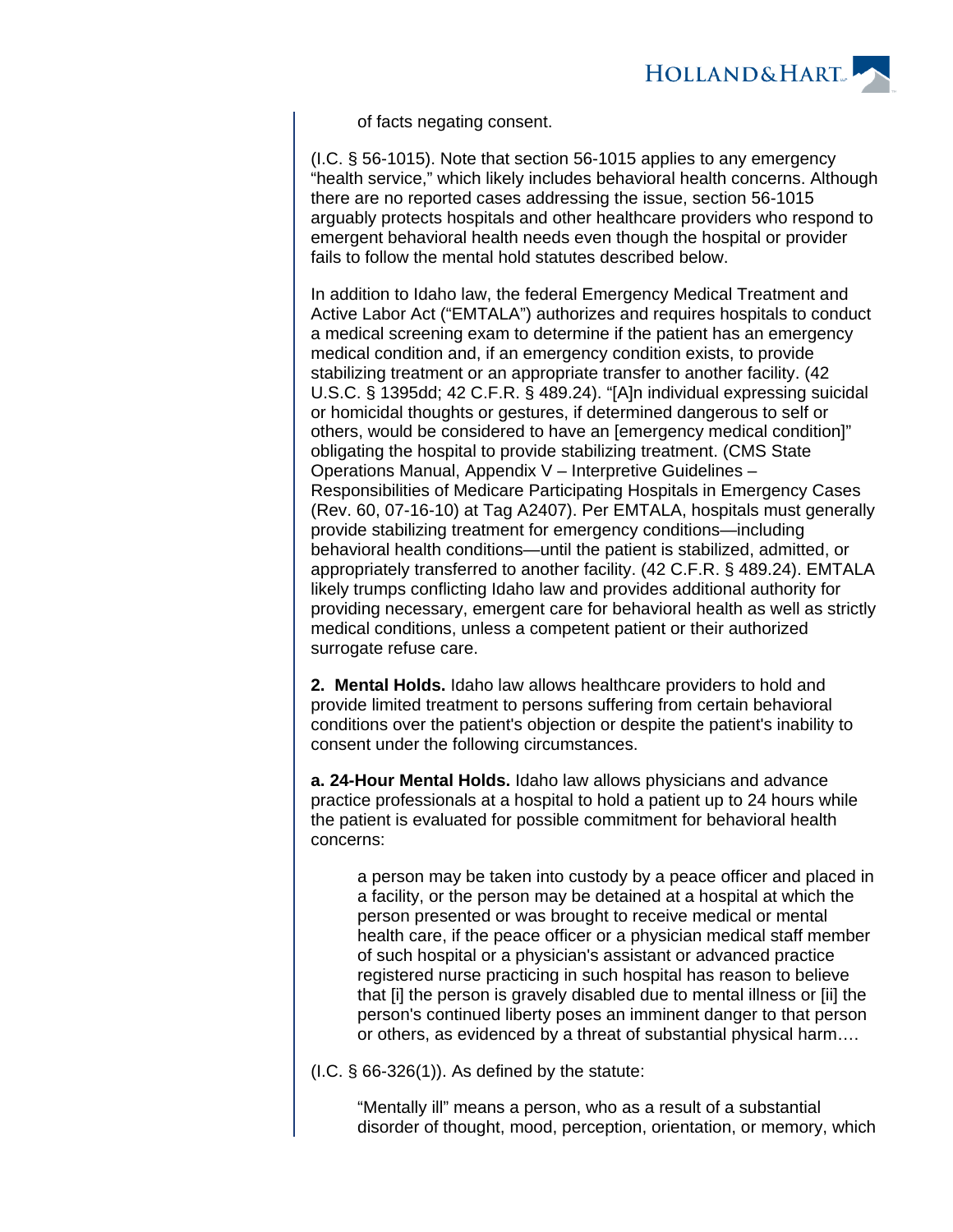> of facts negating consent.

(I.C. § 56-1015). Note that section 56-1015 applies to any emergency "health service," which likely includes behavioral health concerns. Although there are no reported cases addressing the issue, section 56-1015 arguably protects hospitals and other healthcare providers who respond to emergent behavioral health needs even though the hospital or provider fails to follow the mental hold statutes described below.

In addition to Idaho law, the federal Emergency Medical Treatment and Active Labor Act ("EMTALA") authorizes and requires hospitals to conduct a medical screening exam to determine if the patient has an emergency medical condition and, if an emergency condition exists, to provide stabilizing treatment or an appropriate transfer to another facility. (42 U.S.C. § 1395dd; 42 C.F.R. § 489.24). "[A]n individual expressing suicidal or homicidal thoughts or gestures, if determined dangerous to self or others, would be considered to have an [emergency medical condition]" obligating the hospital to provide stabilizing treatment. (CMS State Operations Manual, Appendix V – Interpretive Guidelines – Responsibilities of Medicare Participating Hospitals in Emergency Cases (Rev. 60, 07-16-10) at Tag A2407). Per EMTALA, hospitals must generally provide stabilizing treatment for emergency conditions—including behavioral health conditions—until the patient is stabilized, admitted, or appropriately transferred to another facility. (42 C.F.R. § 489.24). EMTALA likely trumps conflicting Idaho law and provides additional authority for providing necessary, emergent care for behavioral health as well as strictly medical conditions, unless a competent patient or their authorized surrogate refuse care.

**2. Mental Holds.** Idaho law allows healthcare providers to hold and provide limited treatment to persons suffering from certain behavioral conditions over the patient's objection or despite the patient's inability to consent under the following circumstances.

**a. 24-Hour Mental Holds.** Idaho law allows physicians and advance practice professionals at a hospital to hold a patient up to 24 hours while the patient is evaluated for possible commitment for behavioral health concerns:

> a person may be taken into custody by a peace officer and placed in a facility, or the person may be detained at a hospital at which the person presented or was brought to receive medical or mental health care, if the peace officer or a physician medical staff member of such hospital or a physician's assistant or advanced practice registered nurse practicing in such hospital has reason to believe that [i] the person is gravely disabled due to mental illness or [ii] the person's continued liberty poses an imminent danger to that person or others, as evidenced by a threat of substantial physical harm….

(I.C. § 66-326(1)). As defined by the statute:

> "Mentally ill" means a person, who as a result of a substantial disorder of thought, mood, perception, orientation, or memory, which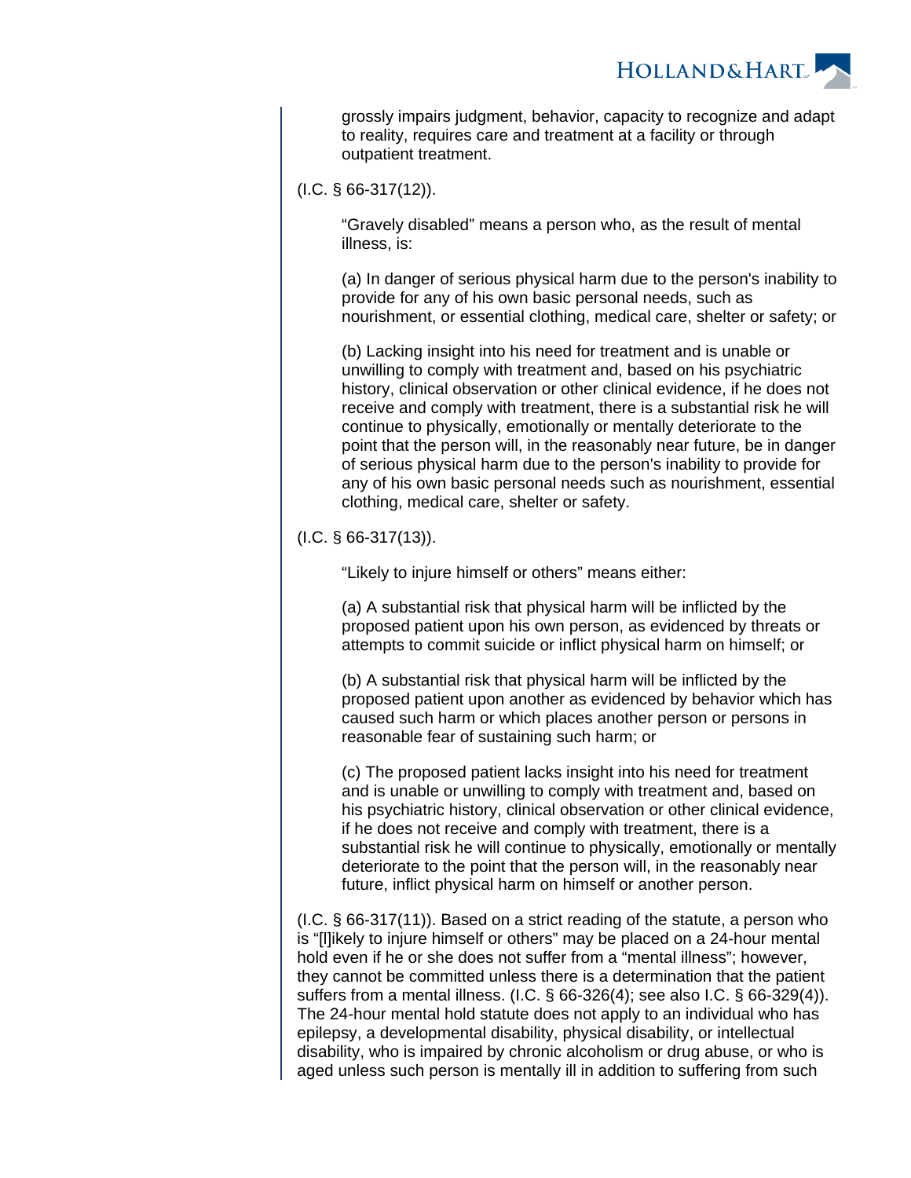> grossly impairs judgment, behavior, capacity to recognize and adapt to reality, requires care and treatment at a facility or through outpatient treatment.

(I.C. § 66-317(12)).

> "Gravely disabled" means a person who, as the result of mental illness, is:
>
> (a) In danger of serious physical harm due to the person's inability to provide for any of his own basic personal needs, such as nourishment, or essential clothing, medical care, shelter or safety; or
>
> (b) Lacking insight into his need for treatment and is unable or unwilling to comply with treatment and, based on his psychiatric history, clinical observation or other clinical evidence, if he does not receive and comply with treatment, there is a substantial risk he will continue to physically, emotionally or mentally deteriorate to the point that the person will, in the reasonably near future, be in danger of serious physical harm due to the person's inability to provide for any of his own basic personal needs such as nourishment, essential clothing, medical care, shelter or safety.

(I.C. § 66-317(13)).

> "Likely to injure himself or others" means either:
>
> (a) A substantial risk that physical harm will be inflicted by the proposed patient upon his own person, as evidenced by threats or attempts to commit suicide or inflict physical harm on himself; or
>
> (b) A substantial risk that physical harm will be inflicted by the proposed patient upon another as evidenced by behavior which has caused such harm or which places another person or persons in reasonable fear of sustaining such harm; or
>
> (c) The proposed patient lacks insight into his need for treatment and is unable or unwilling to comply with treatment and, based on his psychiatric history, clinical observation or other clinical evidence, if he does not receive and comply with treatment, there is a substantial risk he will continue to physically, emotionally or mentally deteriorate to the point that the person will, in the reasonably near future, inflict physical harm on himself or another person.

(I.C. § 66-317(11)). Based on a strict reading of the statute, a person who is "[l]ikely to injure himself or others" may be placed on a 24-hour mental hold even if he or she does not suffer from a "mental illness"; however, they cannot be committed unless there is a determination that the patient suffers from a mental illness. (I.C. § 66-326(4); see also I.C. § 66-329(4)). The 24-hour mental hold statute does not apply to an individual who has epilepsy, a developmental disability, physical disability, or intellectual disability, who is impaired by chronic alcoholism or drug abuse, or who is aged unless such person is mentally ill in addition to suffering from such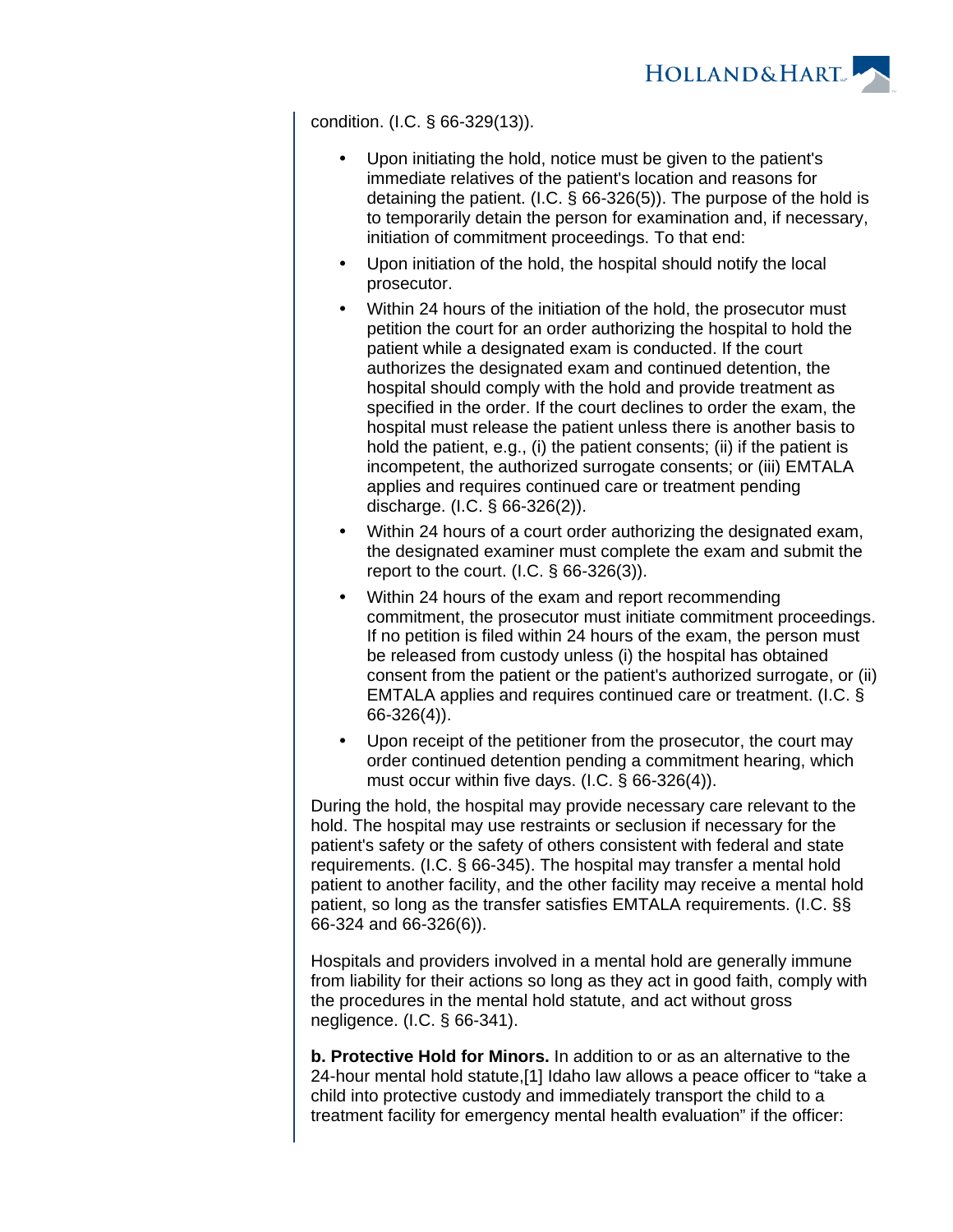condition. (I.C. § 66-329(13)).

- Upon initiating the hold, notice must be given to the patient's immediate relatives of the patient's location and reasons for detaining the patient. (I.C. § 66-326(5)). The purpose of the hold is to temporarily detain the person for examination and, if necessary, initiation of commitment proceedings. To that end:
- Upon initiation of the hold, the hospital should notify the local prosecutor.
- Within 24 hours of the initiation of the hold, the prosecutor must petition the court for an order authorizing the hospital to hold the patient while a designated exam is conducted. If the court authorizes the designated exam and continued detention, the hospital should comply with the hold and provide treatment as specified in the order. If the court declines to order the exam, the hospital must release the patient unless there is another basis to hold the patient, e.g., (i) the patient consents; (ii) if the patient is incompetent, the authorized surrogate consents; or (iii) EMTALA applies and requires continued care or treatment pending discharge. (I.C. § 66-326(2)).
- Within 24 hours of a court order authorizing the designated exam, the designated examiner must complete the exam and submit the report to the court. (I.C. § 66-326(3)).
- Within 24 hours of the exam and report recommending commitment, the prosecutor must initiate commitment proceedings. If no petition is filed within 24 hours of the exam, the person must be released from custody unless (i) the hospital has obtained consent from the patient or the patient's authorized surrogate, or (ii) EMTALA applies and requires continued care or treatment. (I.C. § 66-326(4)).
- Upon receipt of the petitioner from the prosecutor, the court may order continued detention pending a commitment hearing, which must occur within five days. (I.C. § 66-326(4)).

During the hold, the hospital may provide necessary care relevant to the hold. The hospital may use restraints or seclusion if necessary for the patient's safety or the safety of others consistent with federal and state requirements. (I.C. § 66-345). The hospital may transfer a mental hold patient to another facility, and the other facility may receive a mental hold patient, so long as the transfer satisfies EMTALA requirements. (I.C. §§ 66-324 and 66-326(6)).

Hospitals and providers involved in a mental hold are generally immune from liability for their actions so long as they act in good faith, comply with the procedures in the mental hold statute, and act without gross negligence. (I.C. § 66-341).

**b. Protective Hold for Minors.** In addition to or as an alternative to the 24-hour mental hold statute,[1] Idaho law allows a peace officer to "take a child into protective custody and immediately transport the child to a treatment facility for emergency mental health evaluation" if the officer: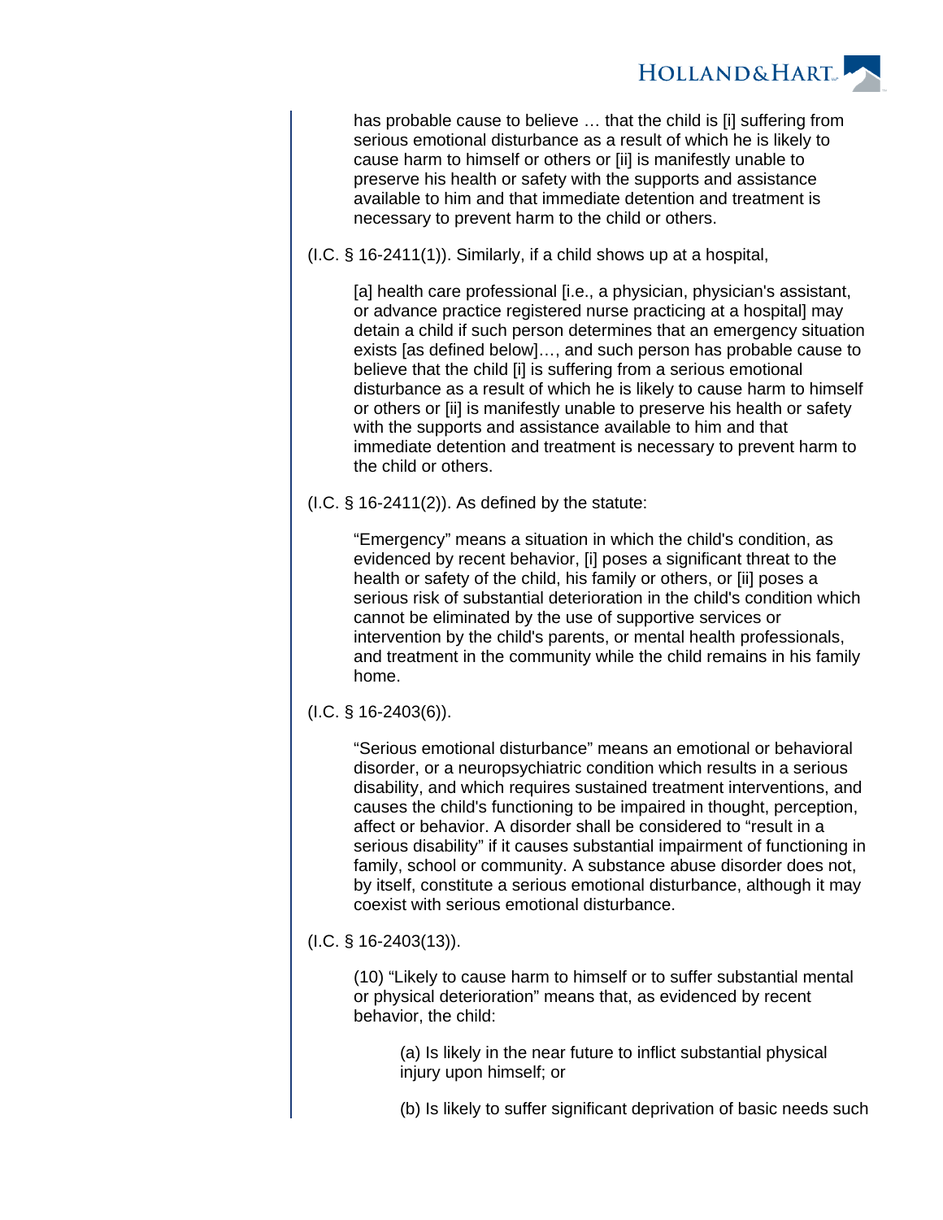> has probable cause to believe … that the child is [i] suffering from serious emotional disturbance as a result of which he is likely to cause harm to himself or others or [ii] is manifestly unable to preserve his health or safety with the supports and assistance available to him and that immediate detention and treatment is necessary to prevent harm to the child or others.

(I.C. § 16-2411(1)). Similarly, if a child shows up at a hospital,

> [a] health care professional [i.e., a physician, physician's assistant, or advance practice registered nurse practicing at a hospital] may detain a child if such person determines that an emergency situation exists [as defined below]…, and such person has probable cause to believe that the child [i] is suffering from a serious emotional disturbance as a result of which he is likely to cause harm to himself or others or [ii] is manifestly unable to preserve his health or safety with the supports and assistance available to him and that immediate detention and treatment is necessary to prevent harm to the child or others.

(I.C. § 16-2411(2)). As defined by the statute:

> "Emergency" means a situation in which the child's condition, as evidenced by recent behavior, [i] poses a significant threat to the health or safety of the child, his family or others, or [ii] poses a serious risk of substantial deterioration in the child's condition which cannot be eliminated by the use of supportive services or intervention by the child's parents, or mental health professionals, and treatment in the community while the child remains in his family home.

(I.C. § 16-2403(6)).

> "Serious emotional disturbance" means an emotional or behavioral disorder, or a neuropsychiatric condition which results in a serious disability, and which requires sustained treatment interventions, and causes the child's functioning to be impaired in thought, perception, affect or behavior. A disorder shall be considered to "result in a serious disability" if it causes substantial impairment of functioning in family, school or community. A substance abuse disorder does not, by itself, constitute a serious emotional disturbance, although it may coexist with serious emotional disturbance.

(I.C. § 16-2403(13)).

> (10) "Likely to cause harm to himself or to suffer substantial mental or physical deterioration" means that, as evidenced by recent behavior, the child:
>
> > (a) Is likely in the near future to inflict substantial physical injury upon himself; or
> >
> > (b) Is likely to suffer significant deprivation of basic needs such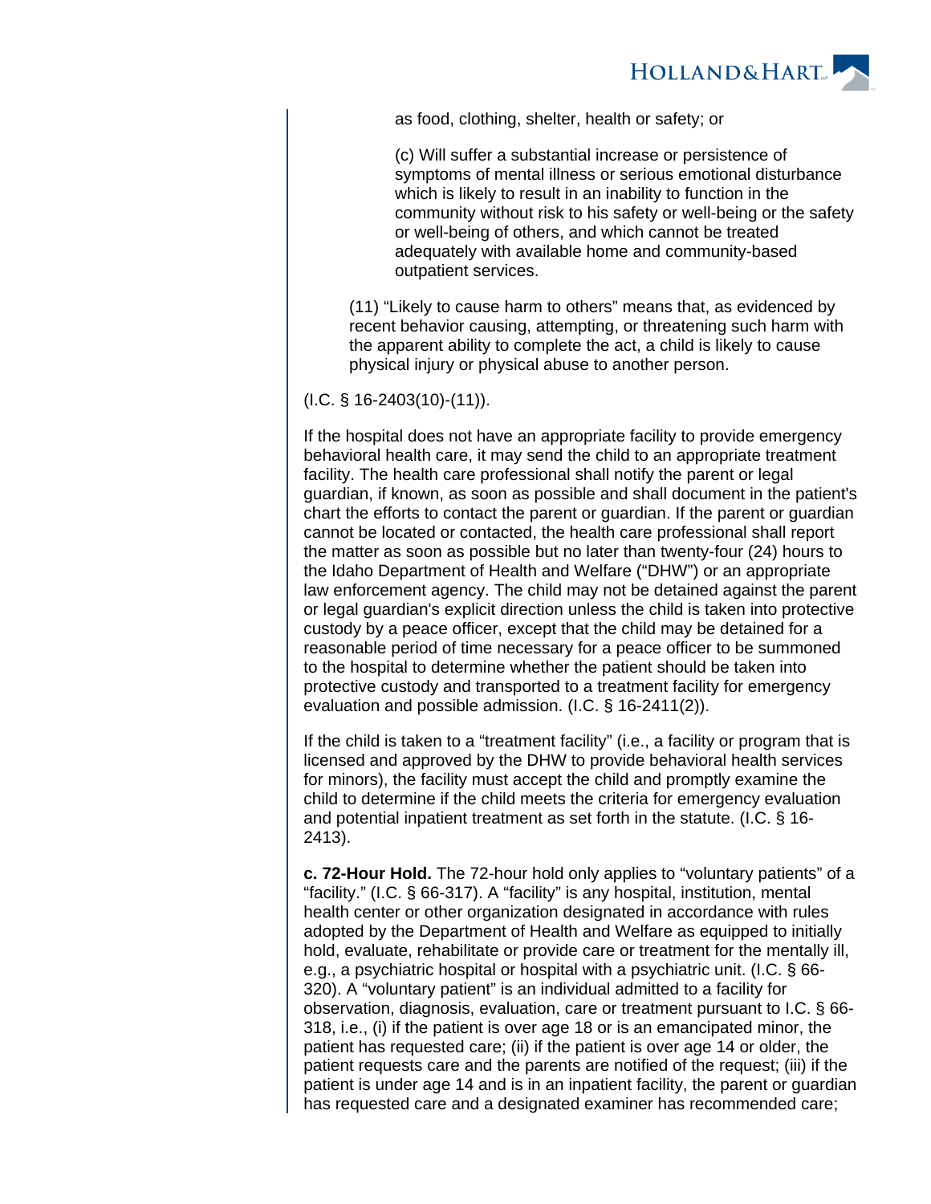as food, clothing, shelter, health or safety; or

> (c) Will suffer a substantial increase or persistence of symptoms of mental illness or serious emotional disturbance which is likely to result in an inability to function in the community without risk to his safety or well-being or the safety or well-being of others, and which cannot be treated adequately with available home and community-based outpatient services.

> (11) “Likely to cause harm to others” means that, as evidenced by recent behavior causing, attempting, or threatening such harm with the apparent ability to complete the act, a child is likely to cause physical injury or physical abuse to another person.

(I.C. § 16-2403(10)-(11)).

If the hospital does not have an appropriate facility to provide emergency behavioral health care, it may send the child to an appropriate treatment facility. The health care professional shall notify the parent or legal guardian, if known, as soon as possible and shall document in the patient's chart the efforts to contact the parent or guardian. If the parent or guardian cannot be located or contacted, the health care professional shall report the matter as soon as possible but no later than twenty-four (24) hours to the Idaho Department of Health and Welfare (“DHW”) or an appropriate law enforcement agency. The child may not be detained against the parent or legal guardian's explicit direction unless the child is taken into protective custody by a peace officer, except that the child may be detained for a reasonable period of time necessary for a peace officer to be summoned to the hospital to determine whether the patient should be taken into protective custody and transported to a treatment facility for emergency evaluation and possible admission. (I.C. § 16-2411(2)).

If the child is taken to a “treatment facility” (i.e., a facility or program that is licensed and approved by the DHW to provide behavioral health services for minors), the facility must accept the child and promptly examine the child to determine if the child meets the criteria for emergency evaluation and potential inpatient treatment as set forth in the statute. (I.C. § 16-2413).

**c. 72-Hour Hold.** The 72-hour hold only applies to “voluntary patients” of a “facility.” (I.C. § 66-317). A “facility” is any hospital, institution, mental health center or other organization designated in accordance with rules adopted by the Department of Health and Welfare as equipped to initially hold, evaluate, rehabilitate or provide care or treatment for the mentally ill, e.g., a psychiatric hospital or hospital with a psychiatric unit. (I.C. § 66-320). A “voluntary patient” is an individual admitted to a facility for observation, diagnosis, evaluation, care or treatment pursuant to I.C. § 66-318, i.e., (i) if the patient is over age 18 or is an emancipated minor, the patient has requested care; (ii) if the patient is over age 14 or older, the patient requests care and the parents are notified of the request; (iii) if the patient is under age 14 and is in an inpatient facility, the parent or guardian has requested care and a designated examiner has recommended care;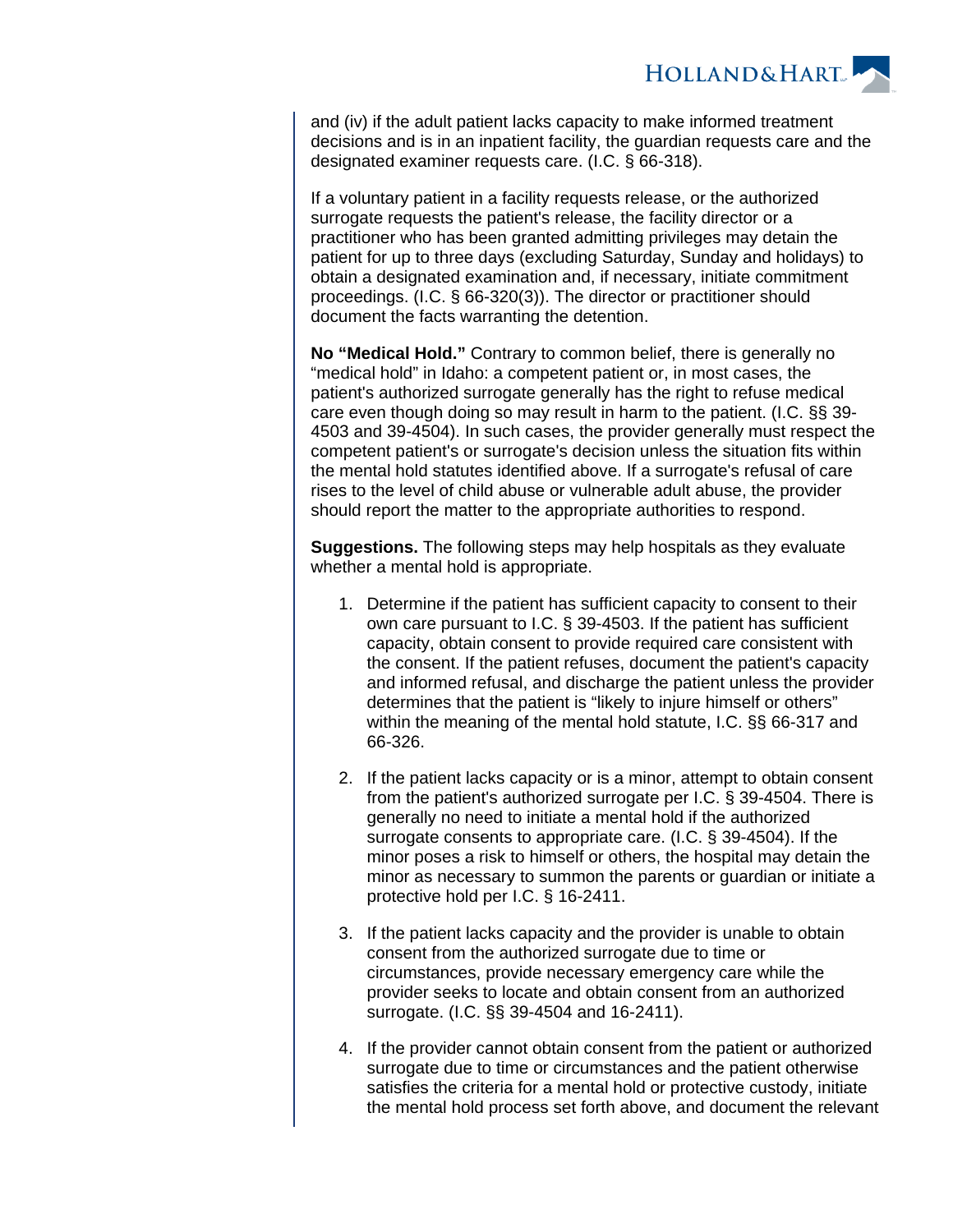and (iv) if the adult patient lacks capacity to make informed treatment decisions and is in an inpatient facility, the guardian requests care and the designated examiner requests care. (I.C. § 66-318).

If a voluntary patient in a facility requests release, or the authorized surrogate requests the patient's release, the facility director or a practitioner who has been granted admitting privileges may detain the patient for up to three days (excluding Saturday, Sunday and holidays) to obtain a designated examination and, if necessary, initiate commitment proceedings. (I.C. § 66-320(3)). The director or practitioner should document the facts warranting the detention.

**No "Medical Hold."** Contrary to common belief, there is generally no "medical hold" in Idaho: a competent patient or, in most cases, the patient's authorized surrogate generally has the right to refuse medical care even though doing so may result in harm to the patient. (I.C. §§ 39-4503 and 39-4504). In such cases, the provider generally must respect the competent patient's or surrogate's decision unless the situation fits within the mental hold statutes identified above. If a surrogate's refusal of care rises to the level of child abuse or vulnerable adult abuse, the provider should report the matter to the appropriate authorities to respond.

**Suggestions.** The following steps may help hospitals as they evaluate whether a mental hold is appropriate.

1. Determine if the patient has sufficient capacity to consent to their own care pursuant to I.C. § 39-4503. If the patient has sufficient capacity, obtain consent to provide required care consistent with the consent. If the patient refuses, document the patient's capacity and informed refusal, and discharge the patient unless the provider determines that the patient is "likely to injure himself or others" within the meaning of the mental hold statute, I.C. §§ 66-317 and 66-326.

2. If the patient lacks capacity or is a minor, attempt to obtain consent from the patient's authorized surrogate per I.C. § 39-4504. There is generally no need to initiate a mental hold if the authorized surrogate consents to appropriate care. (I.C. § 39-4504). If the minor poses a risk to himself or others, the hospital may detain the minor as necessary to summon the parents or guardian or initiate a protective hold per I.C. § 16-2411.

3. If the patient lacks capacity and the provider is unable to obtain consent from the authorized surrogate due to time or circumstances, provide necessary emergency care while the provider seeks to locate and obtain consent from an authorized surrogate. (I.C. §§ 39-4504 and 16-2411).

4. If the provider cannot obtain consent from the patient or authorized surrogate due to time or circumstances and the patient otherwise satisfies the criteria for a mental hold or protective custody, initiate the mental hold process set forth above, and document the relevant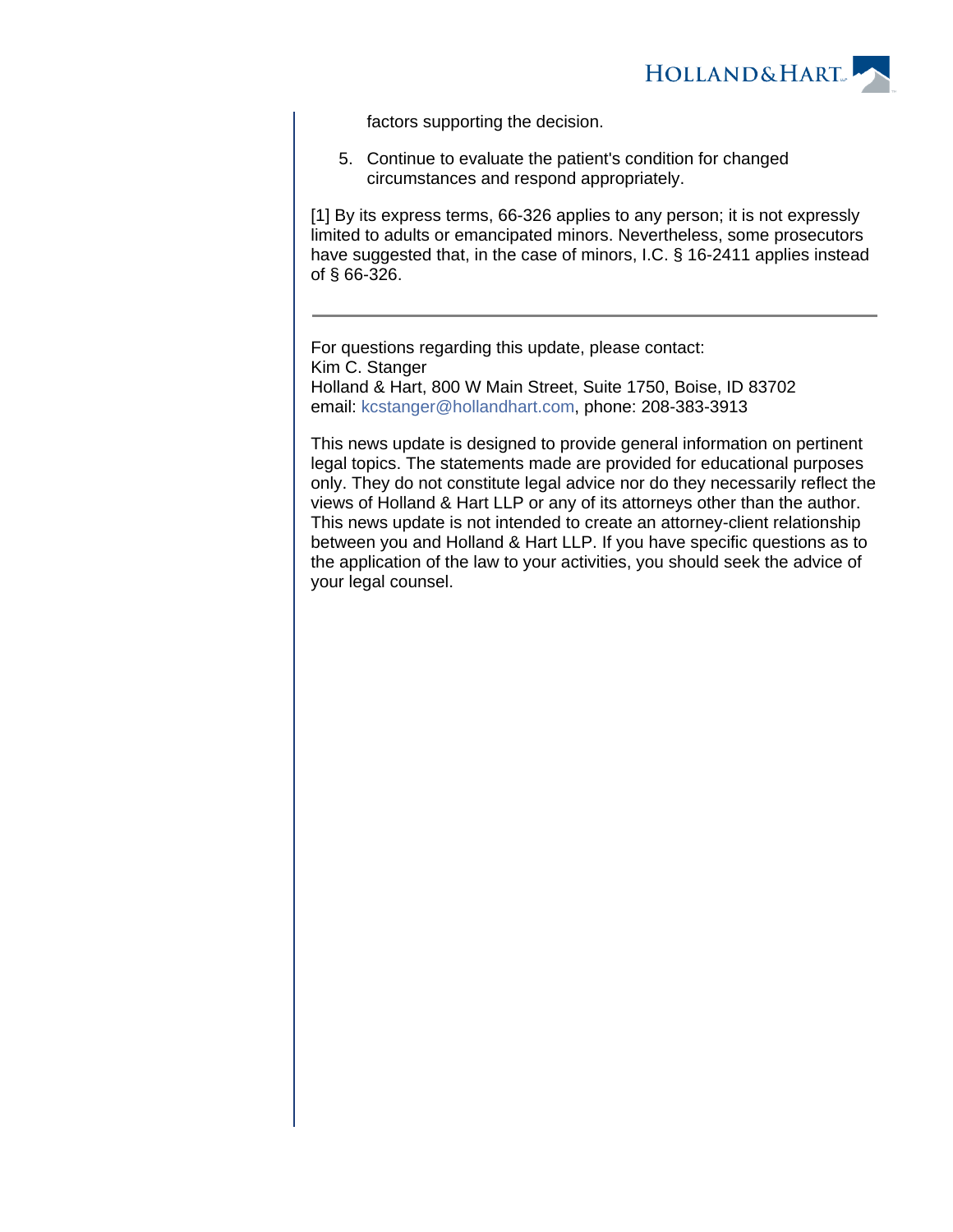factors supporting the decision.

5. Continue to evaluate the patient's condition for changed circumstances and respond appropriately.

[1] By its express terms, 66-326 applies to any person; it is not expressly limited to adults or emancipated minors. Nevertheless, some prosecutors have suggested that, in the case of minors, I.C. § 16-2411 applies instead of § 66-326.

---

For questions regarding this update, please contact:
Kim C. Stanger
Holland & Hart, 800 W Main Street, Suite 1750, Boise, ID 83702
email: kcstanger@hollandhart.com, phone: 208-383-3913

This news update is designed to provide general information on pertinent legal topics. The statements made are provided for educational purposes only. They do not constitute legal advice nor do they necessarily reflect the views of Holland & Hart LLP or any of its attorneys other than the author. This news update is not intended to create an attorney-client relationship between you and Holland & Hart LLP. If you have specific questions as to the application of the law to your activities, you should seek the advice of your legal counsel.